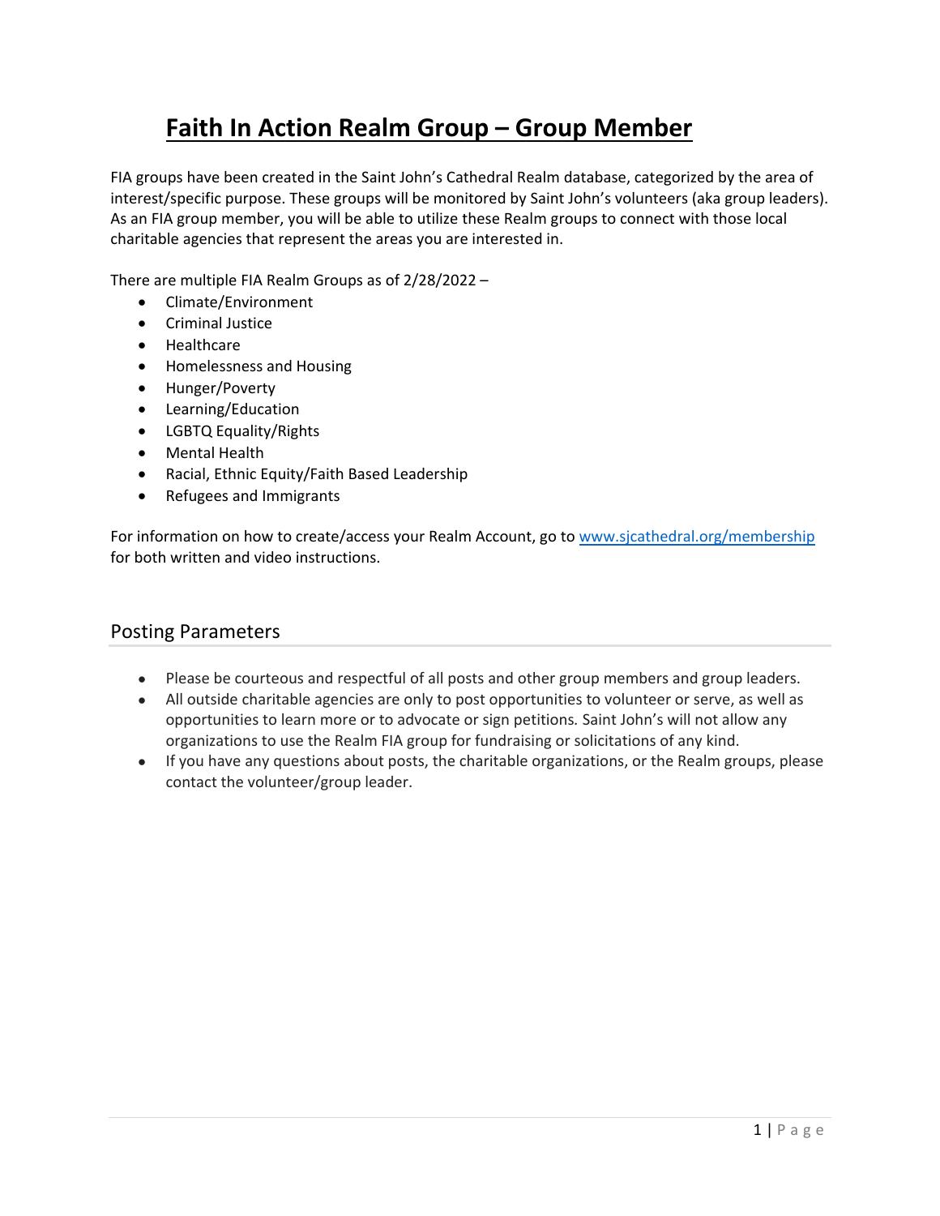# Faith In Action Realm Group – Group Member

FIA groups have been created in the Saint John's Cathedral Realm database, categorized by the area of interest/specific purpose. These groups will be monitored by Saint John's volunteers (aka group leaders). As an FIA group member, you will be able to utilize these Realm groups to connect with those local charitable agencies that represent the areas you are interested in.

There are multiple FIA Realm Groups as of 2/28/2022 –

- Climate/Environment
- Criminal Justice
- Healthcare
- Homelessness and Housing
- Hunger/Poverty
- Learning/Education
- LGBTQ Equality/Rights
- Mental Health
- Racial, Ethnic Equity/Faith Based Leadership
- Refugees and Immigrants

For information on how to create/access your Realm Account, go to [www.sjcathedral.org/membership](http://www.sjcathedral.org/membership) for both written and video instructions.

## Posting Parameters

- Please be courteous and respectful of all posts and other group members and group leaders.
- All outside charitable agencies are only to post opportunities to volunteer or serve, as well as opportunities to learn more or to advocate or sign petitions. Saint John's will not allow any organizations to use the Realm FIA group for fundraising or solicitations of any kind.
- If you have any questions about posts, the charitable organizations, or the Realm groups, please contact the volunteer/group leader.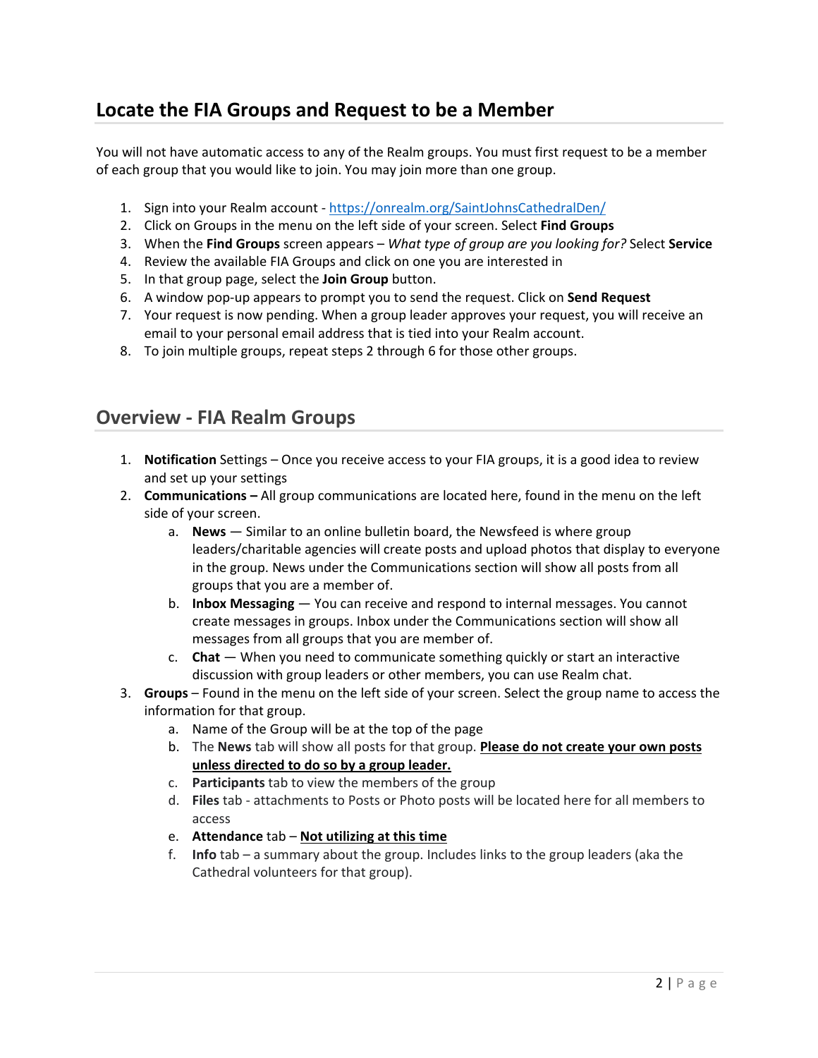## Locate the FIA Groups and Request to be a Member

You will not have automatic access to any of the Realm groups. You must first request to be a member of each group that you would like to join. You may join more than one group.

1. Sign into your Realm account - [https://onrealm.org/SaintJohnsCathedralDen/](https://onrealm.org/SaintJohnsCathedralDen/)
2. Click on Groups in the menu on the left side of your screen. Select **Find Groups**
3. When the **Find Groups** screen appears – *What type of group are you looking for?* Select **Service**
4. Review the available FIA Groups and click on one you are interested in
5. In that group page, select the **Join Group** button.
6. A window pop-up appears to prompt you to send the request. Click on **Send Request**
7. Your request is now pending. When a group leader approves your request, you will receive an email to your personal email address that is tied into your Realm account.
8. To join multiple groups, repeat steps 2 through 6 for those other groups.

## Overview - FIA Realm Groups

1. **Notification** Settings – Once you receive access to your FIA groups, it is a good idea to review and set up your settings
2. **Communications –** All group communications are located here, found in the menu on the left side of your screen.
   a. **News** — Similar to an online bulletin board, the Newsfeed is where group leaders/charitable agencies will create posts and upload photos that display to everyone in the group. News under the Communications section will show all posts from all groups that you are a member of.
   b. **Inbox Messaging** — You can receive and respond to internal messages. You cannot create messages in groups. Inbox under the Communications section will show all messages from all groups that you are member of.
   c. **Chat** — When you need to communicate something quickly or start an interactive discussion with group leaders or other members, you can use Realm chat.
3. **Groups** – Found in the menu on the left side of your screen. Select the group name to access the information for that group.
   a. Name of the Group will be at the top of the page
   b. The **News** tab will show all posts for that group. <u>**Please do not create your own posts unless directed to do so by a group leader.**</u>
   c. **Participants** tab to view the members of the group
   d. **Files** tab - attachments to Posts or Photo posts will be located here for all members to access
   e. **Attendance** tab – <u>**Not utilizing at this time**</u>
   f. **Info** tab – a summary about the group. Includes links to the group leaders (aka the Cathedral volunteers for that group).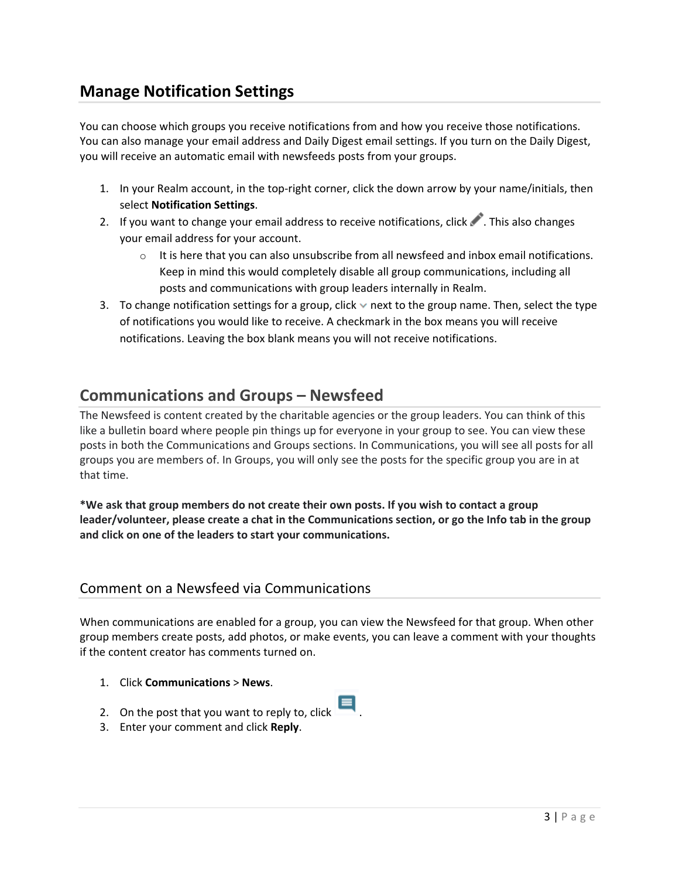## Manage Notification Settings

You can choose which groups you receive notifications from and how you receive those notifications. You can also manage your email address and Daily Digest email settings. If you turn on the Daily Digest, you will receive an automatic email with newsfeeds posts from your groups.

1. In your Realm account, in the top-right corner, click the down arrow by your name/initials, then select **Notification Settings**.
2. If you want to change your email address to receive notifications, click ✎. This also changes your email address for your account.
   - It is here that you can also unsubscribe from all newsfeed and inbox email notifications. Keep in mind this would completely disable all group communications, including all posts and communications with group leaders internally in Realm.
3. To change notification settings for a group, click ⌄ next to the group name. Then, select the type of notifications you would like to receive. A checkmark in the box means you will receive notifications. Leaving the box blank means you will not receive notifications.

## Communications and Groups – Newsfeed

The Newsfeed is content created by the charitable agencies or the group leaders. You can think of this like a bulletin board where people pin things up for everyone in your group to see. You can view these posts in both the Communications and Groups sections. In Communications, you will see all posts for all groups you are members of. In Groups, you will only see the posts for the specific group you are in at that time.

***We ask that group members do not create their own posts. If you wish to contact a group leader/volunteer, please create a chat in the Communications section, or go the Info tab in the group and click on one of the leaders to start your communications.**

### Comment on a Newsfeed via Communications

When communications are enabled for a group, you can view the Newsfeed for that group. When other group members create posts, add photos, or make events, you can leave a comment with your thoughts if the content creator has comments turned on.

1. Click **Communications** > **News**.
2. On the post that you want to reply to, click 💬.
3. Enter your comment and click **Reply**.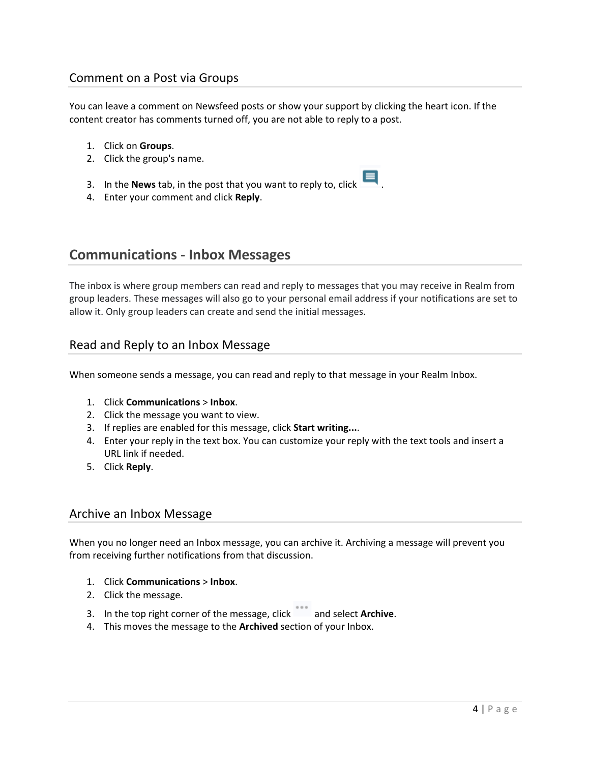## Comment on a Post via Groups

You can leave a comment on Newsfeed posts or show your support by clicking the heart icon. If the content creator has comments turned off, you are not able to reply to a post.

1. Click on **Groups**.
2. Click the group's name.
3. In the **News** tab, in the post that you want to reply to, click .
4. Enter your comment and click **Reply**.

# Communications - Inbox Messages

The inbox is where group members can read and reply to messages that you may receive in Realm from group leaders. These messages will also go to your personal email address if your notifications are set to allow it. Only group leaders can create and send the initial messages.

## Read and Reply to an Inbox Message

When someone sends a message, you can read and reply to that message in your Realm Inbox.

1. Click **Communications** > **Inbox**.
2. Click the message you want to view.
3. If replies are enabled for this message, click **Start writing...**.
4. Enter your reply in the text box. You can customize your reply with the text tools and insert a URL link if needed.
5. Click **Reply**.

## Archive an Inbox Message

When you no longer need an Inbox message, you can archive it. Archiving a message will prevent you from receiving further notifications from that discussion.

1. Click **Communications** > **Inbox**.
2. Click the message.
3. In the top right corner of the message, click ••• and select **Archive**.
4. This moves the message to the **Archived** section of your Inbox.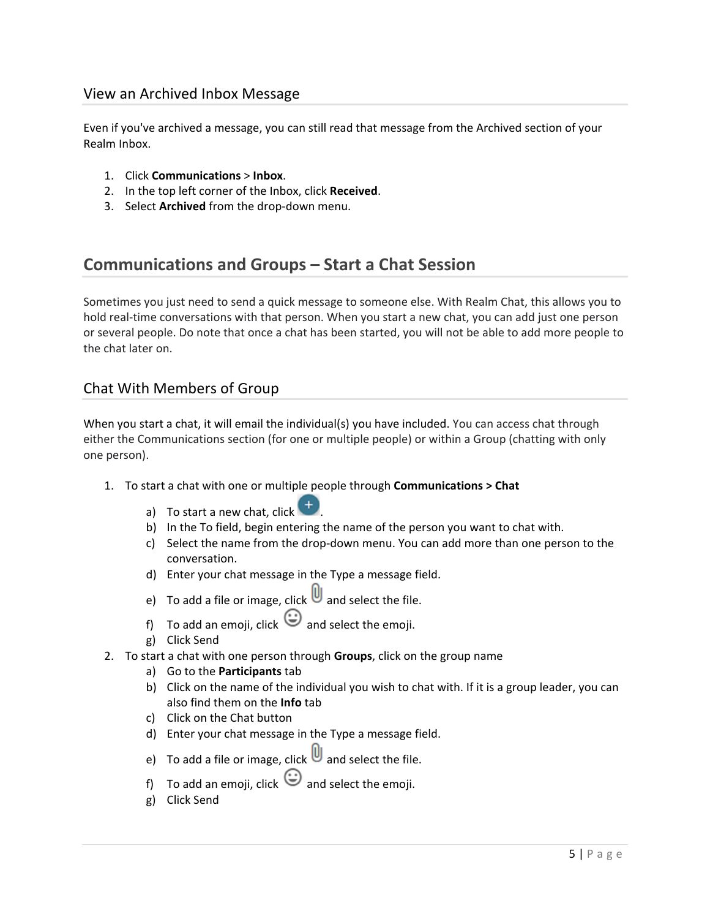### View an Archived Inbox Message

Even if you've archived a message, you can still read that message from the Archived section of your Realm Inbox.

1. Click **Communications** > **Inbox**.
2. In the top left corner of the Inbox, click **Received**.
3. Select **Archived** from the drop-down menu.

## Communications and Groups – Start a Chat Session

Sometimes you just need to send a quick message to someone else. With Realm Chat, this allows you to hold real-time conversations with that person. When you start a new chat, you can add just one person or several people. Do note that once a chat has been started, you will not be able to add more people to the chat later on.

### Chat With Members of Group

When you start a chat, it will email the individual(s) you have included. You can access chat through either the Communications section (for one or multiple people) or within a Group (chatting with only one person).

1. To start a chat with one or multiple people through **Communications > Chat**
   a) To start a new chat, click +.
   b) In the To field, begin entering the name of the person you want to chat with.
   c) Select the name from the drop-down menu. You can add more than one person to the conversation.
   d) Enter your chat message in the Type a message field.
   e) To add a file or image, click and select the file.
   f) To add an emoji, click and select the emoji.
   g) Click Send
2. To start a chat with one person through **Groups**, click on the group name
   a) Go to the **Participants** tab
   b) Click on the name of the individual you wish to chat with. If it is a group leader, you can also find them on the **Info** tab
   c) Click on the Chat button
   d) Enter your chat message in the Type a message field.
   e) To add a file or image, click and select the file.
   f) To add an emoji, click and select the emoji.
   g) Click Send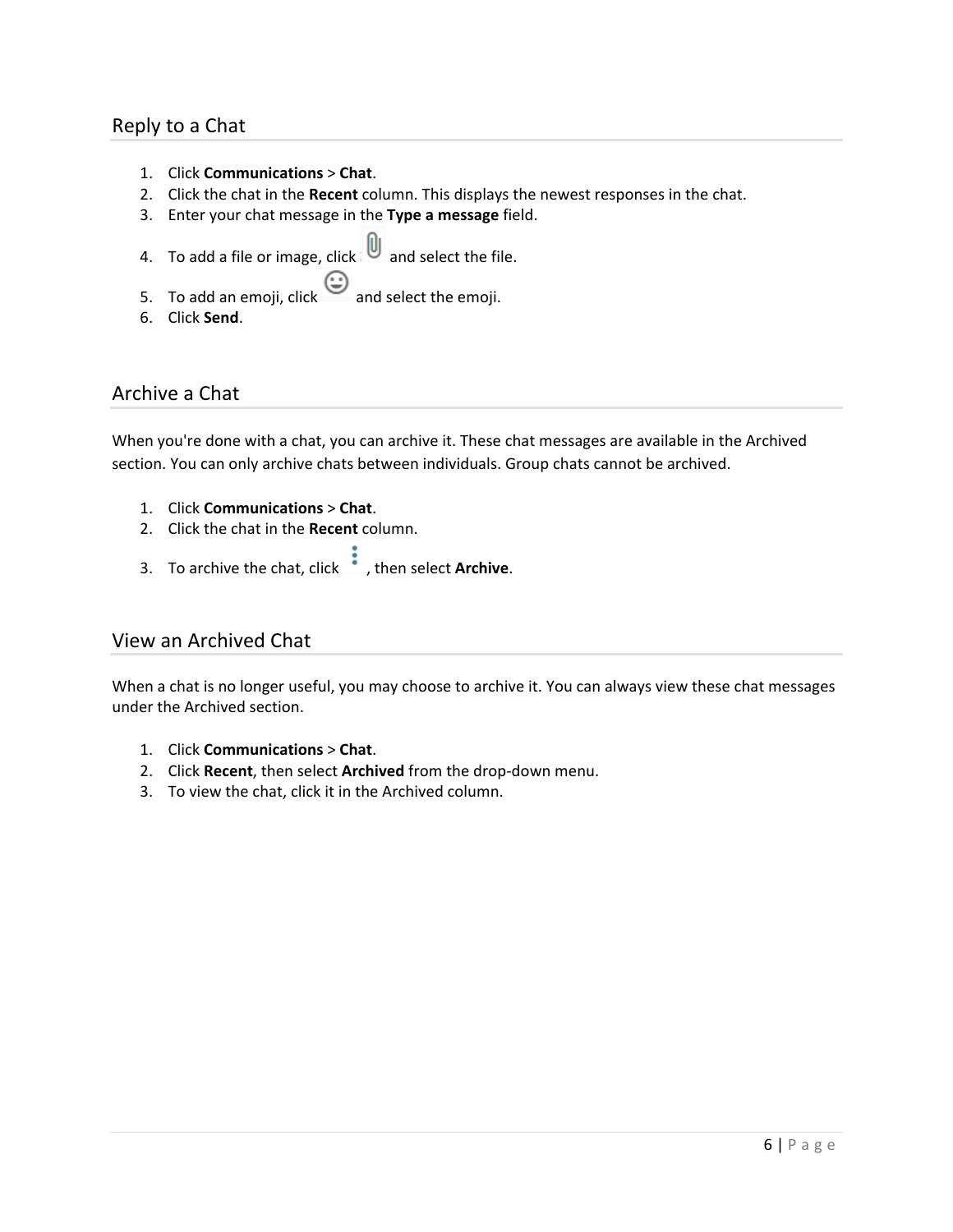## Reply to a Chat

1. Click **Communications** > **Chat**.
2. Click the chat in the **Recent** column. This displays the newest responses in the chat.
3. Enter your chat message in the **Type a message** field.
4. To add a file or image, click  and select the file.
5. To add an emoji, click  and select the emoji.
6. Click **Send**.

## Archive a Chat

When you're done with a chat, you can archive it. These chat messages are available in the Archived section. You can only archive chats between individuals. Group chats cannot be archived.

1. Click **Communications** > **Chat**.
2. Click the chat in the **Recent** column.
3. To archive the chat, click , then select **Archive**.

## View an Archived Chat

When a chat is no longer useful, you may choose to archive it. You can always view these chat messages under the Archived section.

1. Click **Communications** > **Chat**.
2. Click **Recent**, then select **Archived** from the drop-down menu.
3. To view the chat, click it in the Archived column.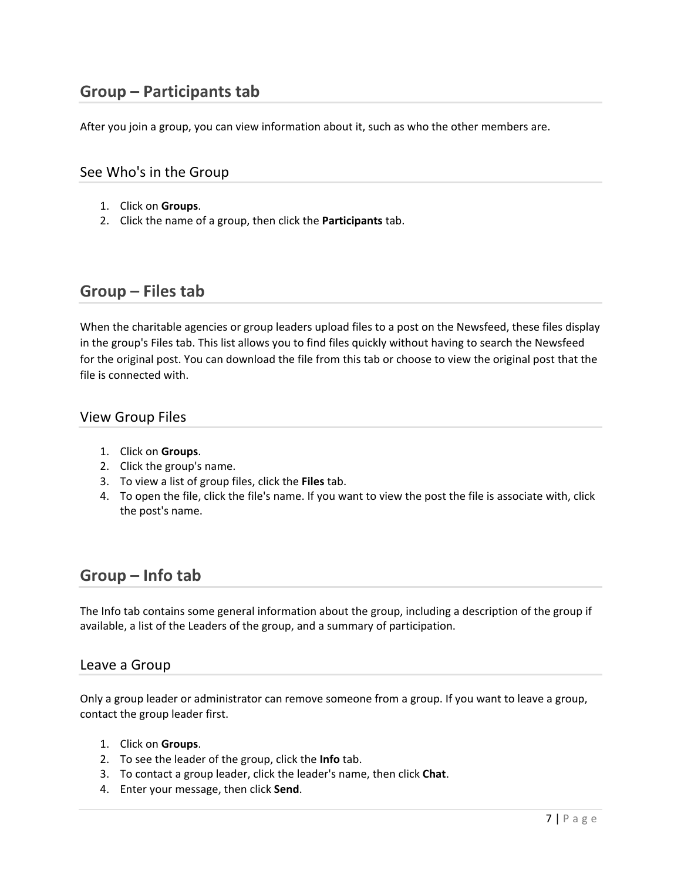## Group – Participants tab

After you join a group, you can view information about it, such as who the other members are.

### See Who's in the Group

1. Click on **Groups**.
2. Click the name of a group, then click the **Participants** tab.

## Group – Files tab

When the charitable agencies or group leaders upload files to a post on the Newsfeed, these files display in the group's Files tab. This list allows you to find files quickly without having to search the Newsfeed for the original post. You can download the file from this tab or choose to view the original post that the file is connected with.

### View Group Files

1. Click on **Groups**.
2. Click the group's name.
3. To view a list of group files, click the **Files** tab.
4. To open the file, click the file's name. If you want to view the post the file is associate with, click the post's name.

## Group – Info tab

The Info tab contains some general information about the group, including a description of the group if available, a list of the Leaders of the group, and a summary of participation.

### Leave a Group

Only a group leader or administrator can remove someone from a group. If you want to leave a group, contact the group leader first.

1. Click on **Groups**.
2. To see the leader of the group, click the **Info** tab.
3. To contact a group leader, click the leader's name, then click **Chat**.
4. Enter your message, then click **Send**.